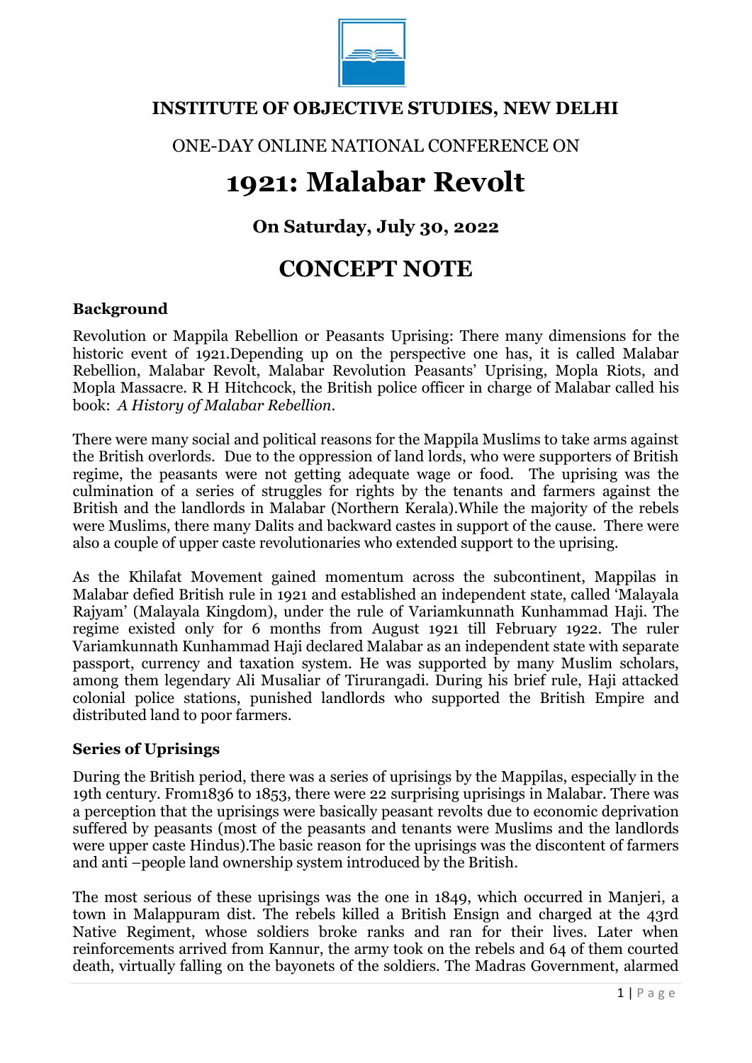**INSTITUTE OF OBJECTIVE STUDIES, NEW DELHI**

ONE-DAY ONLINE NATIONAL CONFERENCE ON

# 1921: Malabar Revolt

### On Saturday, July 30, 2022

## CONCEPT NOTE

### Background

Revolution or Mappila Rebellion or Peasants Uprising: There many dimensions for the historic event of 1921.Depending up on the perspective one has, it is called Malabar Rebellion, Malabar Revolt, Malabar Revolution Peasants' Uprising, Mopla Riots, and Mopla Massacre. R H Hitchcock, the British police officer in charge of Malabar called his book: *A History of Malabar Rebellion.*

There were many social and political reasons for the Mappila Muslims to take arms against the British overlords. Due to the oppression of land lords, who were supporters of British regime, the peasants were not getting adequate wage or food. The uprising was the culmination of a series of struggles for rights by the tenants and farmers against the British and the landlords in Malabar (Northern Kerala).While the majority of the rebels were Muslims, there many Dalits and backward castes in support of the cause. There were also a couple of upper caste revolutionaries who extended support to the uprising.

As the Khilafat Movement gained momentum across the subcontinent, Mappilas in Malabar defied British rule in 1921 and established an independent state, called 'Malayala Rajyam' (Malayala Kingdom), under the rule of Variamkunnath Kunhammad Haji. The regime existed only for 6 months from August 1921 till February 1922. The ruler Variamkunnath Kunhammad Haji declared Malabar as an independent state with separate passport, currency and taxation system. He was supported by many Muslim scholars, among them legendary Ali Musaliar of Tirurangadi. During his brief rule, Haji attacked colonial police stations, punished landlords who supported the British Empire and distributed land to poor farmers.

### Series of Uprisings

During the British period, there was a series of uprisings by the Mappilas, especially in the 19th century. From1836 to 1853, there were 22 surprising uprisings in Malabar. There was a perception that the uprisings were basically peasant revolts due to economic deprivation suffered by peasants (most of the peasants and tenants were Muslims and the landlords were upper caste Hindus).The basic reason for the uprisings was the discontent of farmers and anti –people land ownership system introduced by the British.

The most serious of these uprisings was the one in 1849, which occurred in Manjeri, a town in Malappuram dist. The rebels killed a British Ensign and charged at the 43rd Native Regiment, whose soldiers broke ranks and ran for their lives. Later when reinforcements arrived from Kannur, the army took on the rebels and 64 of them courted death, virtually falling on the bayonets of the soldiers. The Madras Government, alarmed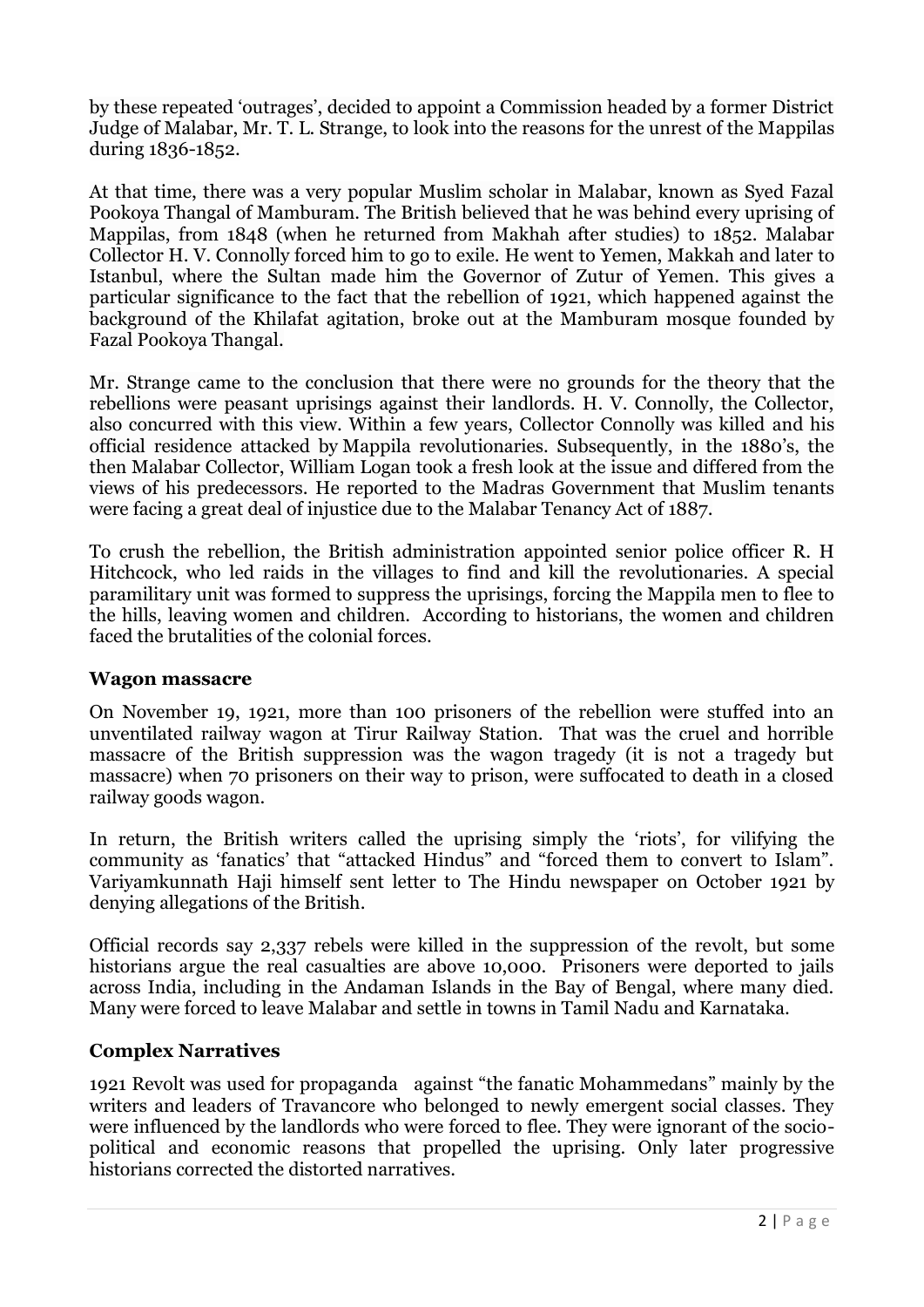by these repeated 'outrages', decided to appoint a Commission headed by a former District Judge of Malabar, Mr. T. L. Strange, to look into the reasons for the unrest of the Mappilas during 1836-1852.

At that time, there was a very popular Muslim scholar in Malabar, known as Syed Fazal Pookoya Thangal of Mamburam. The British believed that he was behind every uprising of Mappilas, from 1848 (when he returned from Makhah after studies) to 1852. Malabar Collector H. V. Connolly forced him to go to exile. He went to Yemen, Makkah and later to Istanbul, where the Sultan made him the Governor of Zutur of Yemen. This gives a particular significance to the fact that the rebellion of 1921, which happened against the background of the Khilafat agitation, broke out at the Mamburam mosque founded by Fazal Pookoya Thangal.

Mr. Strange came to the conclusion that there were no grounds for the theory that the rebellions were peasant uprisings against their landlords. H. V. Connolly, the Collector, also concurred with this view. Within a few years, Collector Connolly was killed and his official residence attacked by Mappila revolutionaries. Subsequently, in the 1880's, the then Malabar Collector, William Logan took a fresh look at the issue and differed from the views of his predecessors. He reported to the Madras Government that Muslim tenants were facing a great deal of injustice due to the Malabar Tenancy Act of 1887.

To crush the rebellion, the British administration appointed senior police officer R. H Hitchcock, who led raids in the villages to find and kill the revolutionaries. A special paramilitary unit was formed to suppress the uprisings, forcing the Mappila men to flee to the hills, leaving women and children. According to historians, the women and children faced the brutalities of the colonial forces.

## Wagon massacre

On November 19, 1921, more than 100 prisoners of the rebellion were stuffed into an unventilated railway wagon at Tirur Railway Station. That was the cruel and horrible massacre of the British suppression was the wagon tragedy (it is not a tragedy but massacre) when 70 prisoners on their way to prison, were suffocated to death in a closed railway goods wagon.

In return, the British writers called the uprising simply the 'riots', for vilifying the community as 'fanatics' that "attacked Hindus" and "forced them to convert to Islam". Variyamkunnath Haji himself sent letter to The Hindu newspaper on October 1921 by denying allegations of the British.

Official records say 2,337 rebels were killed in the suppression of the revolt, but some historians argue the real casualties are above 10,000. Prisoners were deported to jails across India, including in the Andaman Islands in the Bay of Bengal, where many died. Many were forced to leave Malabar and settle in towns in Tamil Nadu and Karnataka.

## Complex Narratives

1921 Revolt was used for propaganda against "the fanatic Mohammedans" mainly by the writers and leaders of Travancore who belonged to newly emergent social classes. They were influenced by the landlords who were forced to flee. They were ignorant of the socio-political and economic reasons that propelled the uprising. Only later progressive historians corrected the distorted narratives.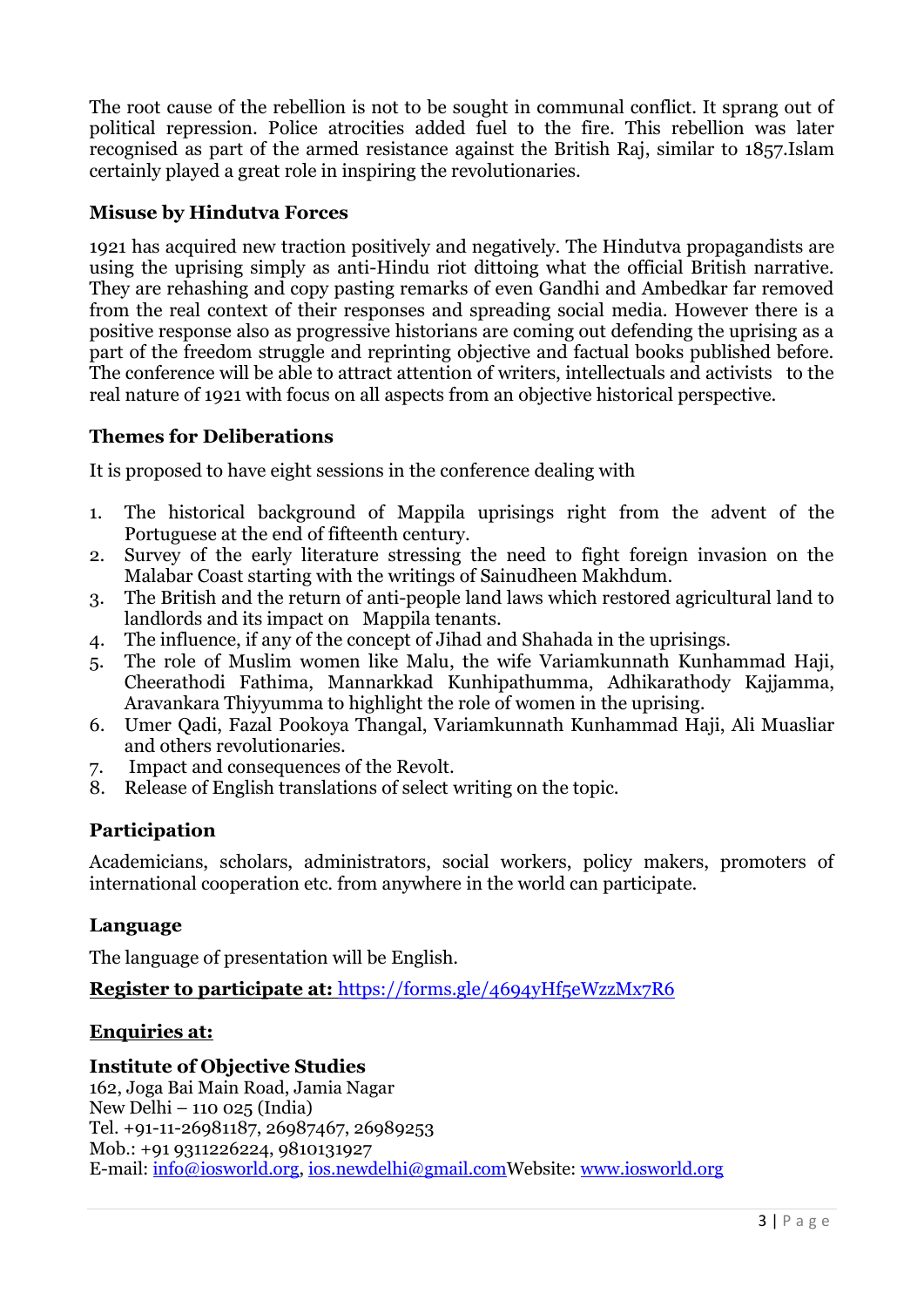The root cause of the rebellion is not to be sought in communal conflict. It sprang out of political repression. Police atrocities added fuel to the fire. This rebellion was later recognised as part of the armed resistance against the British Raj, similar to 1857.Islam certainly played a great role in inspiring the revolutionaries.

### Misuse by Hindutva Forces

1921 has acquired new traction positively and negatively. The Hindutva propagandists are using the uprising simply as anti-Hindu riot dittoing what the official British narrative. They are rehashing and copy pasting remarks of even Gandhi and Ambedkar far removed from the real context of their responses and spreading social media. However there is a positive response also as progressive historians are coming out defending the uprising as a part of the freedom struggle and reprinting objective and factual books published before. The conference will be able to attract attention of writers, intellectuals and activists to the real nature of 1921 with focus on all aspects from an objective historical perspective.

### Themes for Deliberations

It is proposed to have eight sessions in the conference dealing with

1. The historical background of Mappila uprisings right from the advent of the Portuguese at the end of fifteenth century.
2. Survey of the early literature stressing the need to fight foreign invasion on the Malabar Coast starting with the writings of Sainudheen Makhdum.
3. The British and the return of anti-people land laws which restored agricultural land to landlords and its impact on Mappila tenants.
4. The influence, if any of the concept of Jihad and Shahada in the uprisings.
5. The role of Muslim women like Malu, the wife Variamkunnath Kunhammad Haji, Cheerathodi Fathima, Mannarkkad Kunhipathumma, Adhikarathody Kajjamma, Aravankara Thiyyumma to highlight the role of women in the uprising.
6. Umer Qadi, Fazal Pookoya Thangal, Variamkunnath Kunhammad Haji, Ali Muasliar and others revolutionaries.
7. Impact and consequences of the Revolt.
8. Release of English translations of select writing on the topic.

### Participation

Academicians, scholars, administrators, social workers, policy makers, promoters of international cooperation etc. from anywhere in the world can participate.

### Language

The language of presentation will be English.

**<u>Register to participate at:</u>** https://forms.gle/4694yHf5eWzzMx7R6

### <u>Enquiries at:</u>

**Institute of Objective Studies**
162, Joga Bai Main Road, Jamia Nagar
New Delhi – 110 025 (India)
Tel. +91-11-26981187, 26987467, 26989253
Mob.: +91 9311226224, 9810131927
E-mail: info@iosworld.org, ios.newdelhi@gmail.comWebsite: www.iosworld.org